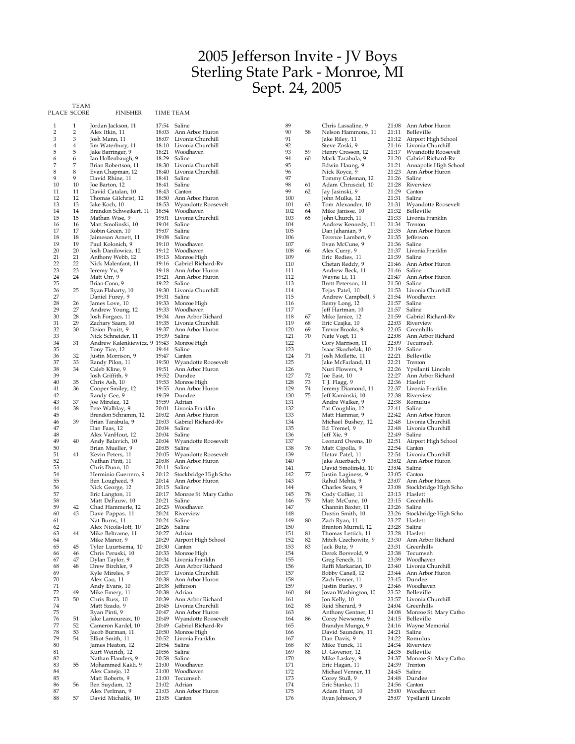# 2005 Jefferson Invite - JV Boys
# Sterling State Park - Monroe, MI
# Sept. 24, 2005

| PLACE | TEAM SCORE | FINISHER | TIME | TEAM |
|---|---|---|---|---|
| 1 | 1 | Jordan Jackson, 11 | 17:54 | Saline |
| 2 | 2 | Alex Itkin, 11 | 18:03 | Ann Arbor Huron |
| 3 | 3 | Josh Mann, 11 | 18:07 | Livonia Churchill |
| 4 | 4 | Jim Waterbury, 11 | 18:10 | Livonia Churchill |
| 5 | 5 | Jake Barringer, 9 | 18:21 | Woodhaven |
| 6 | 6 | Ian Hollenbaugh, 9 | 18:29 | Saline |
| 7 | 7 | Brian Robertson, 11 | 18:30 | Livonia Churchill |
| 8 | 8 | Evan Chapman, 12 | 18:40 | Livonia Churchill |
| 9 | 9 | David Rhine, 11 | 18:41 | Saline |
| 10 | 10 | Joe Barton, 12 | 18:41 | Saline |
| 11 | 11 | David Catalan, 10 | 18:43 | Canton |
| 12 | 12 | Thomas Gilchrist, 12 | 18:50 | Ann Arbor Huron |
| 13 | 13 | Jake Koch, 10 | 18:53 | Wyandotte Roosevelt |
| 14 | 14 | Brandon Schweikert, 11 | 18:54 | Woodhaven |
| 15 | 15 | Mathan Wise, 9 | 19:01 | Livonia Churchill |
| 16 | 16 | Matt Smolinski, 10 | 19:04 | Saline |
| 17 | 17 | Robin Green, 10 | 19:07 | Saline |
| 18 | 18 | Jaimeson Arnett, 11 | 19:08 | Saline |
| 19 | 19 | Paul Kolonich, 9 | 19:10 | Woodhaven |
| 20 | 20 | Josh Danilowicz, 12 | 19:12 | Woodhaven |
| 21 | 21 | Anthony Webb, 12 | 19:13 | Monroe High |
| 22 | 22 | Nick Malenfant, 11 | 19:16 | Gabriel Richard-Rv |
| 23 | 23 | Jeremy Yu, 9 | 19:18 | Ann Arbor Huron |
| 24 | 24 | Matt Orr, 9 | 19:21 | Ann Arbor Huron |
| 25 | | Brian Conn, 9 | 19:22 | Saline |
| 26 | 25 | Ryan Flaharty, 10 | 19:30 | Livonia Churchill |
| 27 | | Daniel Furey, 9 | 19:31 | Saline |
| 28 | 26 | James Love, 10 | 19:33 | Monroe High |
| 29 | 27 | Andrew Young, 12 | 19:33 | Woodhaven |
| 30 | 28 | Josh Forgacs, 11 | 19:34 | Ann Arbor Richard |
| 31 | 29 | Zachary Saam, 10 | 19:35 | Livonia Churchill |
| 32 | 30 | Deion Pruitt, 9 | 19:37 | Ann Arbor Huron |
| 33 | | Nick Schneider, 11 | 19:39 | Saline |
| 34 | 31 | Andrew Kalenkiewicz, 9 | 19:43 | Monroe High |
| 35 | | Tony Tice, 12 | 19:44 | Saline |
| 36 | 32 | Justin Morrison, 9 | 19:47 | Canton |
| 37 | 33 | Randy Pilon, 11 | 19:50 | Wyandotte Roosevelt |
| 38 | 34 | Caleb Kline, 9 | 19:51 | Ann Arbor Huron |
| 39 | | Josh Griffith, 9 | 19:52 | Dundee |
| 40 | 35 | Chris Ash, 10 | 19:53 | Monroe High |
| 41 | 36 | Cooper Smiley, 12 | 19:55 | Ann Arbor Huron |
| 42 | | Randy Gee, 9 | 19:59 | Dundee |
| 43 | 37 | Joe Mirelez, 12 | 19:59 | Adrian |
| 44 | 38 | Pete Walblay, 9 | 20:01 | Livonia Franklin |
| 45 | | Brendon Schramm, 12 | 20:02 | Ann Arbor Huron |
| 46 | 39 | Brian Tarabula, 9 | 20:03 | Gabriel Richard-Rv |
| 47 | | Dan Faas, 12 | 20:04 | Saline |
| 48 | | Alex VanHout, 12 | 20:04 | Saline |
| 49 | 40 | Andy Balavich, 10 | 20:04 | Wyandotte Roosevelt |
| 50 | | Brian Mueller, 9 | 20:05 | Saline |
| 51 | 41 | Kevin Peters, 11 | 20:05 | Wyandotte Roosevelt |
| 52 | | Nathan Pinti, 11 | 20:08 | Ann Arbor Huron |
| 53 | | Chris Dunn, 10 | 20:11 | Saline |
| 54 | | Herminio Guerrero, 9 | 20:12 | Stockbridge High Scho |
| 55 | | Ben Lougheed, 9 | 20:14 | Ann Arbor Huron |
| 56 | | Nick George, 12 | 20:15 | Saline |
| 57 | | Eric Langton, 11 | 20:17 | Monroe St. Mary Catho |
| 58 | | Matt DeFauw, 10 | 20:21 | Saline |
| 59 | 42 | Chad Hammerle, 12 | 20:23 | Woodhaven |
| 60 | 43 | Dave Pappas, 11 | 20:24 | Riverview |
| 61 | | Nat Burns, 11 | 20:24 | Saline |
| 62 | | Alex Nicola-Iott, 10 | 20:26 | Saline |
| 63 | 44 | Mike Beltrame, 11 | 20:27 | Adrian |
| 64 | | Mike Manor, 9 | 20:29 | Airport High School |
| 65 | 45 | Tyler Luurtsema, 10 | 20:30 | Canton |
| 66 | 46 | Chris Peruski, 10 | 20:33 | Monroe High |
| 67 | 47 | Dylan Taylor, 9 | 20:34 | Livonia Franklin |
| 68 | 48 | Drew Birchler, 9 | 20:35 | Ann Arbor Richard |
| 69 | | Kyle Mireles, 9 | 20:37 | Livonia Churchill |
| 70 | | Alex Gao, 11 | 20:38 | Ann Arbor Huron |
| 71 | | Andy Evans, 10 | 20:38 | Jefferson |
| 72 | 49 | Mike Emery, 11 | 20:38 | Adrian |
| 73 | 50 | Chris Russ, 10 | 20:39 | Ann Arbor Richard |
| 74 | | Matt Szado, 9 | 20:45 | Livonia Churchill |
| 75 | | Ryan Pinti, 9 | 20:47 | Ann Arbor Huron |
| 76 | 51 | Jake Lamoureax, 10 | 20:49 | Wyandotte Roosevelt |
| 77 | 52 | Cameron Kardel, 10 | 20:49 | Gabriel Richard-Rv |
| 78 | 53 | Jacob Burman, 11 | 20:50 | Monroe High |
| 79 | 54 | Elliot Smith, 11 | 20:52 | Livonia Franklin |
| 80 | | James Heaton, 12 | 20:54 | Saline |
| 81 | | Kurt Weirich, 12 | 20:56 | Saline |
| 82 | | Nathan Flanders, 9 | 20:58 | Saline |
| 83 | 55 | Mohammed Kakli, 9 | 21:00 | Woodhaven |
| 84 | | Alex Canejo, 12 | 21:00 | Woodhaven |
| 85 | | Matt Roberts, 9 | 21:00 | Tecumseh |
| 86 | 56 | Ben Suydam, 12 | 21:02 | Adrian |
| 87 | | Alex Perlman, 9 | 21:03 | Ann Arbor Huron |
| 88 | 57 | David Michalik, 10 | 21:05 | Canton |
| 89 | | Chris Lassaline, 9 | 21:08 | Ann Arbor Huron |
| 90 | 58 | Nelson Hammons, 11 | 21:11 | Belleville |
| 91 | | Jake Riley, 11 | 21:12 | Airport High School |
| 92 | | Steve Zoski, 9 | 21:16 | Livonia Churchill |
| 93 | 59 | Henry Crosson, 12 | 21:17 | Wyandotte Roosevelt |
| 94 | 60 | Mark Tarabula, 9 | 21:20 | Gabriel Richard-Rv |
| 95 | | Edwin Haung, 9 | 21:21 | Annapolis High School |
| 96 | | Nick Royce, 9 | 21:23 | Ann Arbor Huron |
| 97 | | Tommy Coleman, 12 | 21:26 | Saline |
| 98 | 61 | Adam Chrusciel, 10 | 21:28 | Riverview |
| 99 | 62 | Jay Jasinski, 9 | 21:29 | Canton |
| 100 | | John Mulka, 12 | 21:31 | Saline |
| 101 | 63 | Tom Alexander, 10 | 21:31 | Wyandotte Roosevelt |
| 102 | 64 | Mike Janisse, 10 | 21:32 | Belleville |
| 103 | 65 | John Church, 11 | 21:33 | Livonia Franklin |
| 104 | | Andrew Kennedy, 11 | 21:34 | Trenton |
| 105 | | Dan Jahanian, 9 | 21:35 | Ann Arbor Huron |
| 106 | | Terence Lambert, 9 | 21:35 | Jefferson |
| 107 | | Evan McCune, 9 | 21:36 | Saline |
| 108 | 66 | Alex Curry, 9 | 21:37 | Livonia Franklin |
| 109 | | Eric Redies, 11 | 21:39 | Saline |
| 110 | | Chetan Reddy, 9 | 21:46 | Ann Arbor Huron |
| 111 | | Andrew Beck, 11 | 21:46 | Saline |
| 112 | | Wayne Li, 11 | 21:47 | Ann Arbor Huron |
| 113 | | Brett Peterson, 11 | 21:50 | Saline |
| 114 | | Tejas Patel, 10 | 21:53 | Livonia Churchill |
| 115 | | Andrew Campbell, 9 | 21:54 | Woodhaven |
| 116 | | Remy Long, 12 | 21:57 | Saline |
| 117 | | Jeff Hartman, 10 | 21:57 | Saline |
| 118 | 67 | Mike Janice, 12 | 21:59 | Gabriel Richard-Rv |
| 119 | 68 | Eric Czajka, 10 | 22:03 | Riverview |
| 120 | 69 | Trevor Brooks, 9 | 22:05 | Greenhills |
| 121 | 70 | Nate Vogt, 11 | 22:08 | Ann Arbor Richard |
| 122 | | Cory Marrison, 11 | 22:09 | Tecumseh |
| 123 | | Isaac Skochelak, 10 | 22:19 | Saline |
| 124 | 71 | Josh Mollette, 11 | 22:21 | Belleville |
| 125 | | Jake McFarland, 11 | 22:21 | Trenton |
| 126 | | Nuri Flowers, 9 | 22:26 | Ypsilanti Lincoln |
| 127 | 72 | Joe East, 10 | 22:27 | Ann Arbor Richard |
| 128 | 73 | T J. Flagg, 9 | 22:36 | Haslett |
| 129 | 74 | Jeremy Diamond, 11 | 22:37 | Livonia Franklin |
| 130 | 75 | Jeff Kaminski, 10 | 22:38 | Riverview |
| 131 | | Andre Walker, 9 | 22:38 | Romulus |
| 132 | | Pat Coughlin, 12 | 22:41 | Saline |
| 133 | | Matt Hammar, 9 | 22:42 | Ann Arbor Huron |
| 134 | | Michael Bushey, 12 | 22:48 | Livonia Churchill |
| 135 | | Ed Tremel, 9 | 22:48 | Livonia Churchill |
| 136 | | Jeff Xie, 9 | 22:49 | Saline |
| 137 | | Leonard Owens, 10 | 22:51 | Airport High School |
| 138 | 76 | Matt Cipolla, 9 | 22:54 | Canton |
| 139 | | Hetav Patel, 11 | 22:54 | Livonia Churchill |
| 140 | | Jake Auerbach, 9 | 23:02 | Ann Arbor Huron |
| 141 | | David Smolinski, 10 | 23:04 | Saline |
| 142 | 77 | Justin Laginess, 9 | 23:05 | Canton |
| 143 | | Rahul Mehta, 9 | 23:07 | Ann Arbor Huron |
| 144 | | Charles Sears, 9 | 23:08 | Stockbridge High Scho |
| 145 | 78 | Cody Collier, 11 | 23:13 | Haslett |
| 146 | 79 | Matt McCune, 10 | 23:15 | Greenhills |
| 147 | | Channin Baxter, 11 | 23:26 | Saline |
| 148 | | Dustin Smith, 10 | 23:26 | Stockbridge High Scho |
| 149 | 80 | Zach Ryan, 11 | 23:27 | Haslett |
| 150 | | Brenton Murrell, 12 | 23:28 | Saline |
| 151 | 81 | Thomas Lettich, 11 | 23:28 | Haslett |
| 152 | 82 | Mitch Czechowitz, 9 | 23:30 | Ann Arbor Richard |
| 153 | 83 | Jack Butz, 9 | 23:31 | Greenhills |
| 154 | | Derek Borsvold, 9 | 23:38 | Tecumseh |
| 155 | | Greg Fenech, 11 | 23:39 | Woodhaven |
| 156 | | Raffi Markarian, 10 | 23:40 | Livonia Churchill |
| 157 | | Bobby Canell, 12 | 23:44 | Ann Arbor Huron |
| 158 | | Zach Fenner, 11 | 23:45 | Dundee |
| 159 | | Justin Burley, 9 | 23:46 | Woodhaven |
| 160 | 84 | Jovan Washington, 10 | 23:52 | Belleville |
| 161 | | Jon Kelly, 10 | 23:57 | Livonia Churchill |
| 162 | 85 | Reid Sherard, 9 | 24:04 | Greenhills |
| 163 | | Anthony Gentner, 11 | 24:08 | Monroe St. Mary Catho |
| 164 | 86 | Corey Newsome, 9 | 24:15 | Belleville |
| 165 | | Brandyn Mungo, 9 | 24:16 | Wayne Memorial |
| 166 | | David Saunders, 11 | 24:21 | Saline |
| 167 | | Dan Davis, 9 | 24:22 | Romulus |
| 168 | 87 | Mike Yunck, 11 | 24:34 | Riverview |
| 169 | 88 | D. Govenor, 12 | 24:35 | Belleville |
| 170 | | Mike Laskey, 9 | 24:37 | Monroe St. Mary Catho |
| 171 | | Eric Hagan, 11 | 24:39 | Trenton |
| 172 | | Michael Venner, 11 | 24:45 | Saline |
| 173 | | Corey Stull, 9 | 24:48 | Dundee |
| 174 | | Eric Stanko, 11 | 24:56 | Canton |
| 175 | | Adam Hunt, 10 | 25:00 | Woodhaven |
| 176 | | Ryan Johnson, 9 | 25:07 | Ypsilanti Lincoln |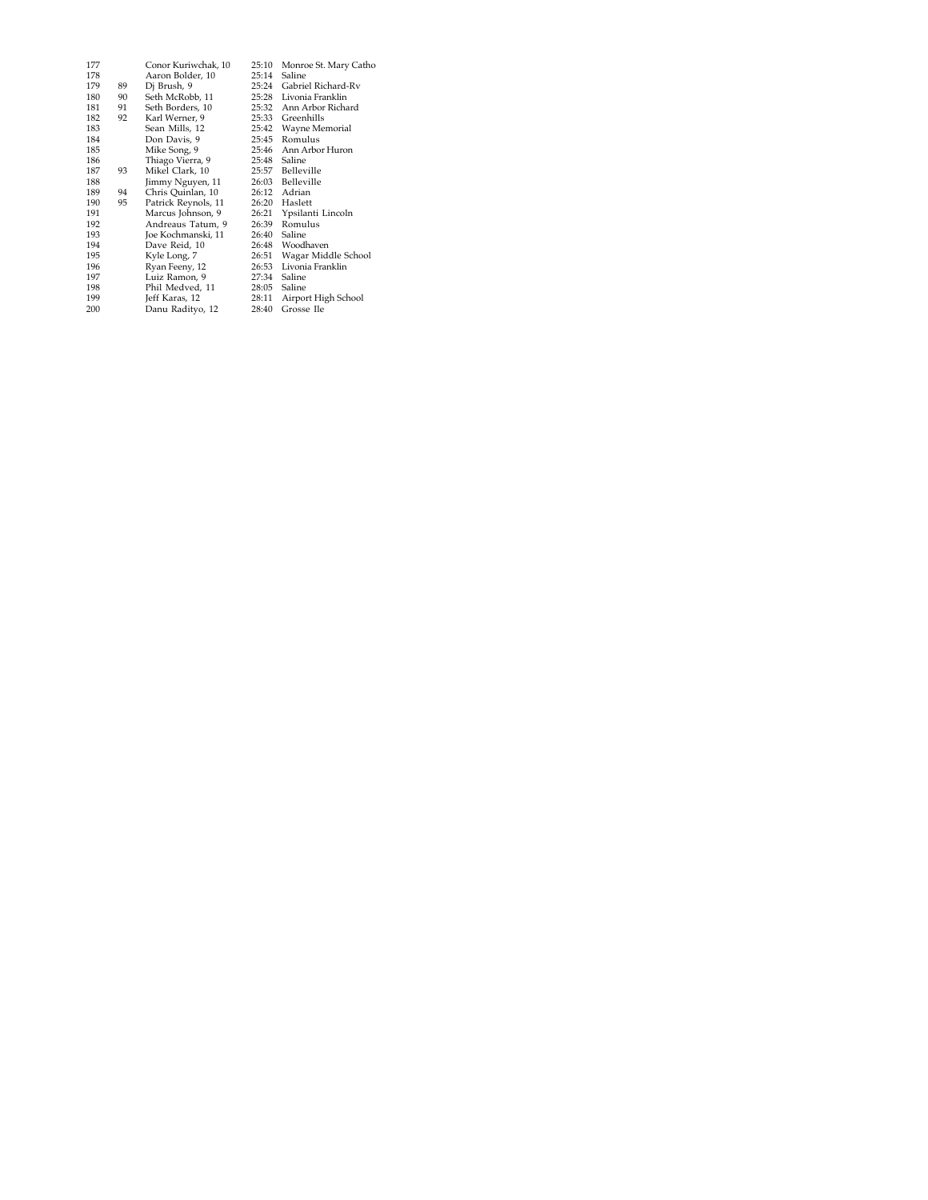| | | | | |
|---|---|---|---|---|
| 177 | | Conor Kuriwchak, 10 | 25:10 | Monroe St. Mary Catho |
| 178 | | Aaron Bolder, 10 | 25:14 | Saline |
| 179 | 89 | Dj Brush, 9 | 25:24 | Gabriel Richard-Rv |
| 180 | 90 | Seth McRobb, 11 | 25:28 | Livonia Franklin |
| 181 | 91 | Seth Borders, 10 | 25:32 | Ann Arbor Richard |
| 182 | 92 | Karl Werner, 9 | 25:33 | Greenhills |
| 183 | | Sean Mills, 12 | 25:42 | Wayne Memorial |
| 184 | | Don Davis, 9 | 25:45 | Romulus |
| 185 | | Mike Song, 9 | 25:46 | Ann Arbor Huron |
| 186 | | Thiago Vierra, 9 | 25:48 | Saline |
| 187 | 93 | Mikel Clark, 10 | 25:57 | Belleville |
| 188 | | Jimmy Nguyen, 11 | 26:03 | Belleville |
| 189 | 94 | Chris Quinlan, 10 | 26:12 | Adrian |
| 190 | 95 | Patrick Reynols, 11 | 26:20 | Haslett |
| 191 | | Marcus Johnson, 9 | 26:21 | Ypsilanti Lincoln |
| 192 | | Andreaus Tatum, 9 | 26:39 | Romulus |
| 193 | | Joe Kochmanski, 11 | 26:40 | Saline |
| 194 | | Dave Reid, 10 | 26:48 | Woodhaven |
| 195 | | Kyle Long, 7 | 26:51 | Wagar Middle School |
| 196 | | Ryan Feeny, 12 | 26:53 | Livonia Franklin |
| 197 | | Luiz Ramon, 9 | 27:34 | Saline |
| 198 | | Phil Medved, 11 | 28:05 | Saline |
| 199 | | Jeff Karas, 12 | 28:11 | Airport High School |
| 200 | | Danu Radityo, 12 | 28:40 | Grosse Ile |